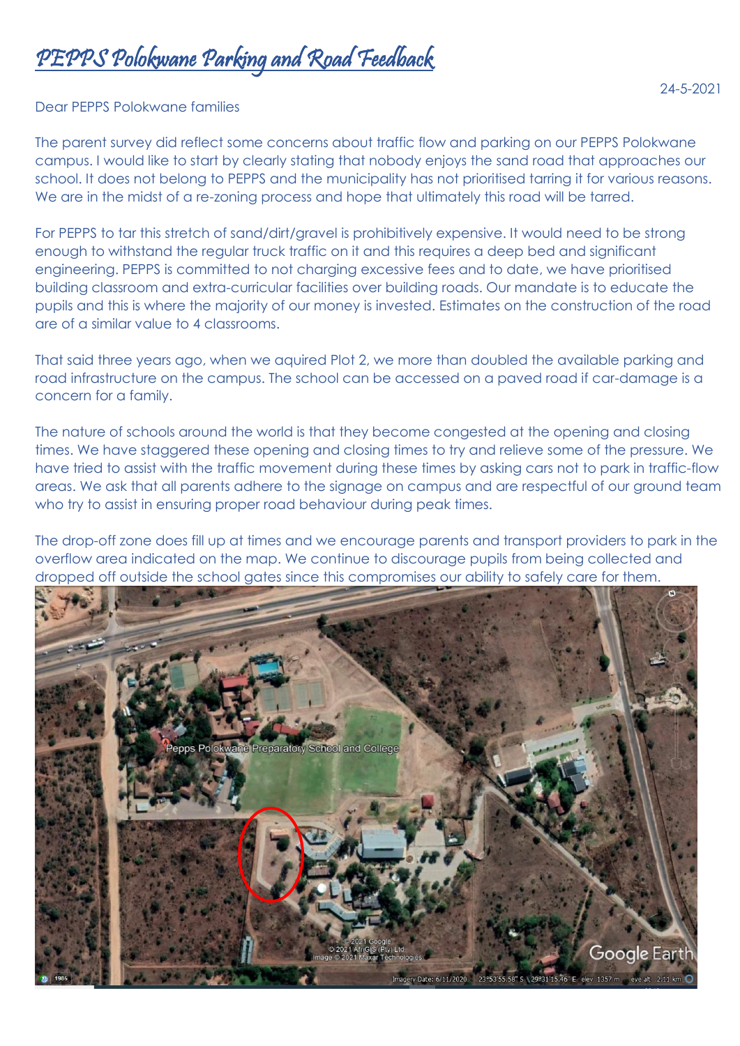# PEPPS Polokwane Parking and Road Feedback

24-5-2021

Dear PEPPS Polokwane families

The parent survey did reflect some concerns about traffic flow and parking on our PEPPS Polokwane campus. I would like to start by clearly stating that nobody enjoys the sand road that approaches our school. It does not belong to PEPPS and the municipality has not prioritised tarring it for various reasons. We are in the midst of a re-zoning process and hope that ultimately this road will be tarred.

For PEPPS to tar this stretch of sand/dirt/gravel is prohibitively expensive. It would need to be strong enough to withstand the regular truck traffic on it and this requires a deep bed and significant engineering. PEPPS is committed to not charging excessive fees and to date, we have prioritised building classroom and extra-curricular facilities over building roads. Our mandate is to educate the pupils and this is where the majority of our money is invested. Estimates on the construction of the road are of a similar value to 4 classrooms.

That said three years ago, when we aquired Plot 2, we more than doubled the available parking and road infrastructure on the campus. The school can be accessed on a paved road if car-damage is a concern for a family.

The nature of schools around the world is that they become congested at the opening and closing times. We have staggered these opening and closing times to try and relieve some of the pressure. We have tried to assist with the traffic movement during these times by asking cars not to park in traffic-flow areas. We ask that all parents adhere to the signage on campus and are respectful of our ground team who try to assist in ensuring proper road behaviour during peak times.

The drop-off zone does fill up at times and we encourage parents and transport providers to park in the overflow area indicated on the map. We continue to discourage pupils from being collected and dropped off outside the school gates since this compromises our ability to safely care for them.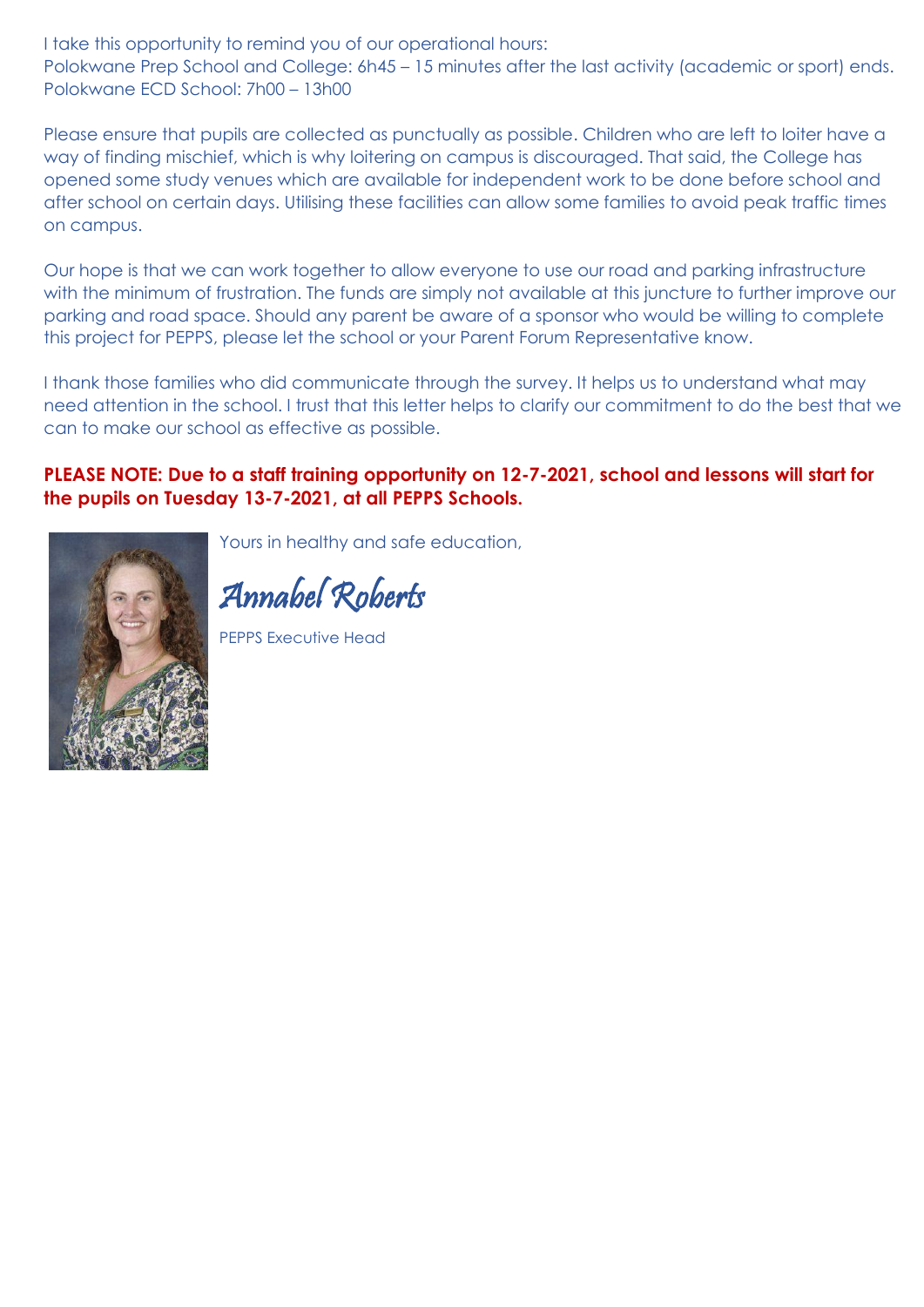I take this opportunity to remind you of our operational hours:
Polokwane Prep School and College: 6h45 – 15 minutes after the last activity (academic or sport) ends.
Polokwane ECD School: 7h00 – 13h00

Please ensure that pupils are collected as punctually as possible. Children who are left to loiter have a way of finding mischief, which is why loitering on campus is discouraged. That said, the College has opened some study venues which are available for independent work to be done before school and after school on certain days. Utilising these facilities can allow some families to avoid peak traffic times on campus.

Our hope is that we can work together to allow everyone to use our road and parking infrastructure with the minimum of frustration. The funds are simply not available at this juncture to further improve our parking and road space. Should any parent be aware of a sponsor who would be willing to complete this project for PEPPS, please let the school or your Parent Forum Representative know.

I thank those families who did communicate through the survey. It helps us to understand what may need attention in the school. I trust that this letter helps to clarify our commitment to do the best that we can to make our school as effective as possible.

**PLEASE NOTE: Due to a staff training opportunity on 12-7-2021, school and lessons will start for the pupils on Tuesday 13-7-2021, at all PEPPS Schools.**

Yours in healthy and safe education,

*Annabel Roberts*

PEPPS Executive Head